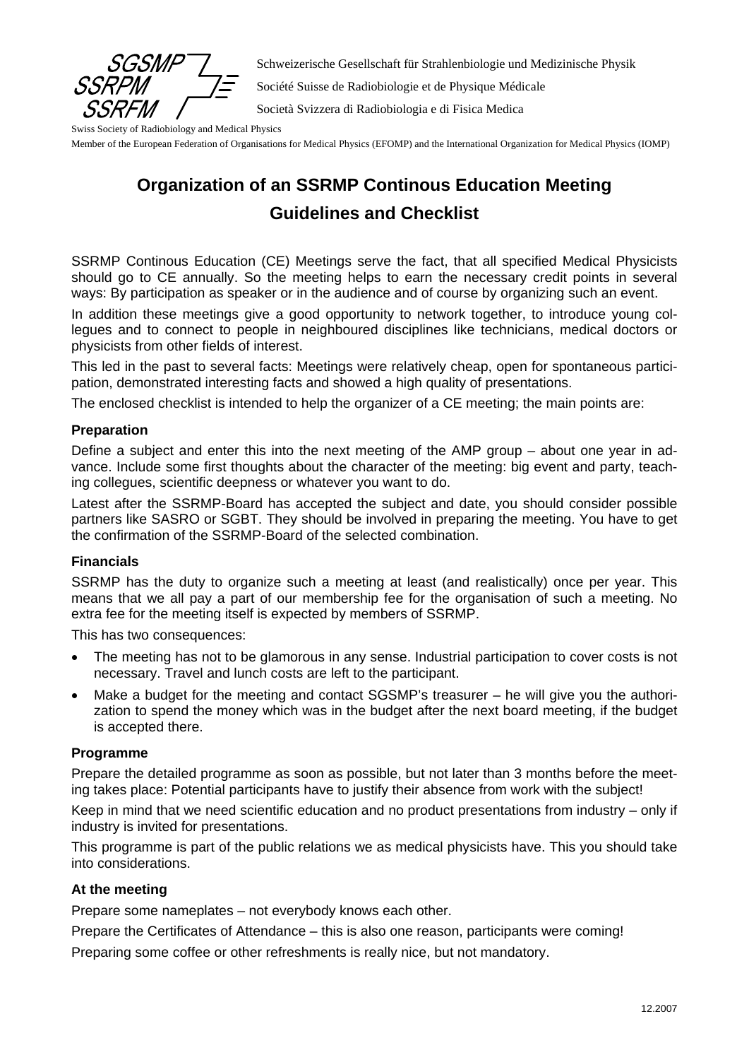SGSMP
SSRPM
SSRFM

Schweizerische Gesellschaft für Strahlenbiologie und Medizinische Physik

Société Suisse de Radiobiologie et de Physique Médicale

Società Svizzera di Radiobiologia e di Fisica Medica

Swiss Society of Radiobiology and Medical Physics

Member of the European Federation of Organisations for Medical Physics (EFOMP) and the International Organization for Medical Physics (IOMP)

# Organization of an SSRMP Continous Education Meeting Guidelines and Checklist

SSRMP Continous Education (CE) Meetings serve the fact, that all specified Medical Physicists should go to CE annually. So the meeting helps to earn the necessary credit points in several ways: By participation as speaker or in the audience and of course by organizing such an event.

In addition these meetings give a good opportunity to network together, to introduce young collegues and to connect to people in neighboured disciplines like technicians, medical doctors or physicists from other fields of interest.

This led in the past to several facts: Meetings were relatively cheap, open for spontaneous participation, demonstrated interesting facts and showed a high quality of presentations.

The enclosed checklist is intended to help the organizer of a CE meeting; the main points are:

### Preparation

Define a subject and enter this into the next meeting of the AMP group – about one year in advance. Include some first thoughts about the character of the meeting: big event and party, teaching collegues, scientific deepness or whatever you want to do.

Latest after the SSRMP-Board has accepted the subject and date, you should consider possible partners like SASRO or SGBT. They should be involved in preparing the meeting. You have to get the confirmation of the SSRMP-Board of the selected combination.

### Financials

SSRMP has the duty to organize such a meeting at least (and realistically) once per year. This means that we all pay a part of our membership fee for the organisation of such a meeting. No extra fee for the meeting itself is expected by members of SSRMP.

This has two consequences:

- The meeting has not to be glamorous in any sense. Industrial participation to cover costs is not necessary. Travel and lunch costs are left to the participant.
- Make a budget for the meeting and contact SGSMP's treasurer – he will give you the authorization to spend the money which was in the budget after the next board meeting, if the budget is accepted there.

### Programme

Prepare the detailed programme as soon as possible, but not later than 3 months before the meeting takes place: Potential participants have to justify their absence from work with the subject!

Keep in mind that we need scientific education and no product presentations from industry – only if industry is invited for presentations.

This programme is part of the public relations we as medical physicists have. This you should take into considerations.

### At the meeting

Prepare some nameplates – not everybody knows each other.

Prepare the Certificates of Attendance – this is also one reason, participants were coming!

Preparing some coffee or other refreshments is really nice, but not mandatory.

12.2007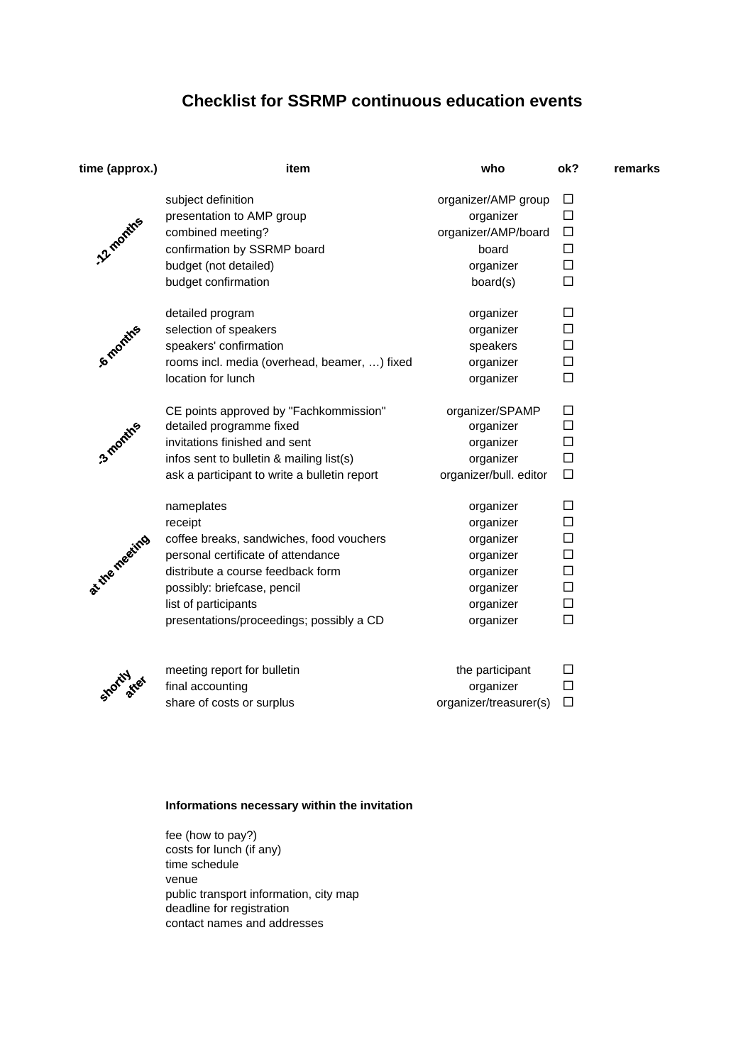# Checklist for SSRMP continuous education events

| time (approx.) | item | who | ok? | remarks |
|---|---|---|---|---|
| -12 months | subject definition | organizer/AMP group | ☐ | |
| | presentation to AMP group | organizer | ☐ | |
| | combined meeting? | organizer/AMP/board | ☐ | |
| | confirmation by SSRMP board | board | ☐ | |
| | budget (not detailed) | organizer | ☐ | |
| | budget confirmation | board(s) | ☐ | |
| -6 months | detailed program | organizer | ☐ | |
| | selection of speakers | organizer | ☐ | |
| | speakers' confirmation | speakers | ☐ | |
| | rooms incl. media (overhead, beamer, …) fixed | organizer | ☐ | |
| | location for lunch | organizer | ☐ | |
| -3 months | CE points approved by "Fachkommission" | organizer/SPAMP | ☐ | |
| | detailed programme fixed | organizer | ☐ | |
| | invitations finished and sent | organizer | ☐ | |
| | infos sent to bulletin & mailing list(s) | organizer | ☐ | |
| | ask a participant to write a bulletin report | organizer/bull. editor | ☐ | |
| at the meeting | nameplates | organizer | ☐ | |
| | receipt | organizer | ☐ | |
| | coffee breaks, sandwiches, food vouchers | organizer | ☐ | |
| | personal certificate of attendance | organizer | ☐ | |
| | distribute a course feedback form | organizer | ☐ | |
| | possibly: briefcase, pencil | organizer | ☐ | |
| | list of participants | organizer | ☐ | |
| | presentations/proceedings; possibly a CD | organizer | ☐ | |
| shortly after | meeting report for bulletin | the participant | ☐ | |
| | final accounting | organizer | ☐ | |
| | share of costs or surplus | organizer/treasurer(s) | ☐ | |

**Informations necessary within the invitation**

fee (how to pay?)
costs for lunch (if any)
time schedule
venue
public transport information, city map
deadline for registration
contact names and addresses